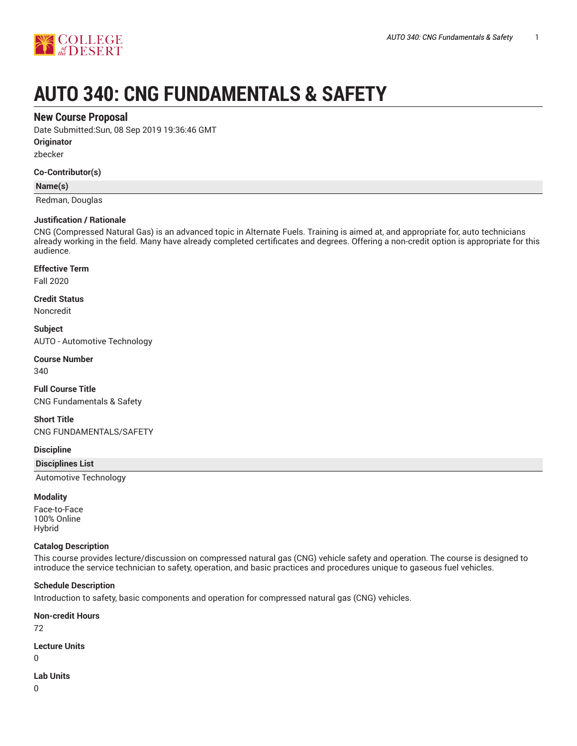# AUTO 340: CNG FUNDAMENTALS & SAFETY

## New Course Proposal

Date Submitted:Sun, 08 Sep 2019 19:36:46 GMT

**Originator**

zbecker

**Co-Contributor(s)**

| Name(s) |
|---|
| Redman, Douglas |

**Justification / Rationale**

CNG (Compressed Natural Gas) is an advanced topic in Alternate Fuels. Training is aimed at, and appropriate for, auto technicians already working in the field. Many have already completed certificates and degrees. Offering a non-credit option is appropriate for this audience.

**Effective Term**

Fall 2020

**Credit Status**

Noncredit

**Subject**

AUTO - Automotive Technology

**Course Number**

340

**Full Course Title**

CNG Fundamentals & Safety

**Short Title**

CNG FUNDAMENTALS/SAFETY

**Discipline**

| Disciplines List |
|---|
| Automotive Technology |

**Modality**

Face-to-Face
100% Online
Hybrid

**Catalog Description**

This course provides lecture/discussion on compressed natural gas (CNG) vehicle safety and operation. The course is designed to introduce the service technician to safety, operation, and basic practices and procedures unique to gaseous fuel vehicles.

**Schedule Description**

Introduction to safety, basic components and operation for compressed natural gas (CNG) vehicles.

**Non-credit Hours**

72

**Lecture Units**

0

**Lab Units**

0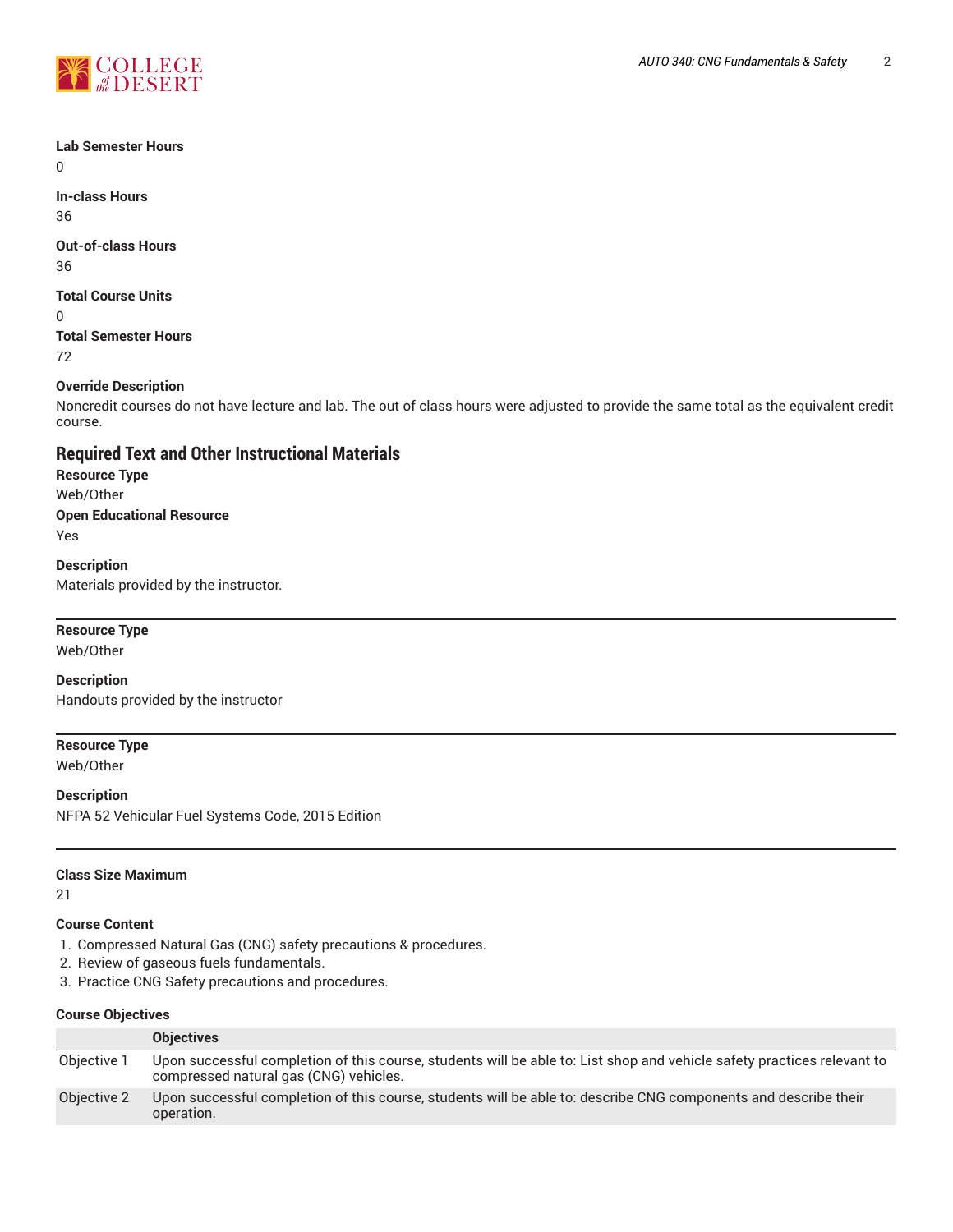**Lab Semester Hours**

0

**In-class Hours**

36

**Out-of-class Hours**

36

**Total Course Units**

0

**Total Semester Hours**

72

**Override Description**

Noncredit courses do not have lecture and lab. The out of class hours were adjusted to provide the same total as the equivalent credit course.

## Required Text and Other Instructional Materials

**Resource Type**

Web/Other

**Open Educational Resource**

Yes

**Description**

Materials provided by the instructor.

---

**Resource Type**

Web/Other

**Description**

Handouts provided by the instructor

---

**Resource Type**

Web/Other

**Description**

NFPA 52 Vehicular Fuel Systems Code, 2015 Edition

---

**Class Size Maximum**

21

**Course Content**

1. Compressed Natural Gas (CNG) safety precautions & procedures.
2. Review of gaseous fuels fundamentals.
3. Practice CNG Safety precautions and procedures.

**Course Objectives**

| | Objectives |
|---|---|
| Objective 1 | Upon successful completion of this course, students will be able to: List shop and vehicle safety practices relevant to compressed natural gas (CNG) vehicles. |
| Objective 2 | Upon successful completion of this course, students will be able to: describe CNG components and describe their operation. |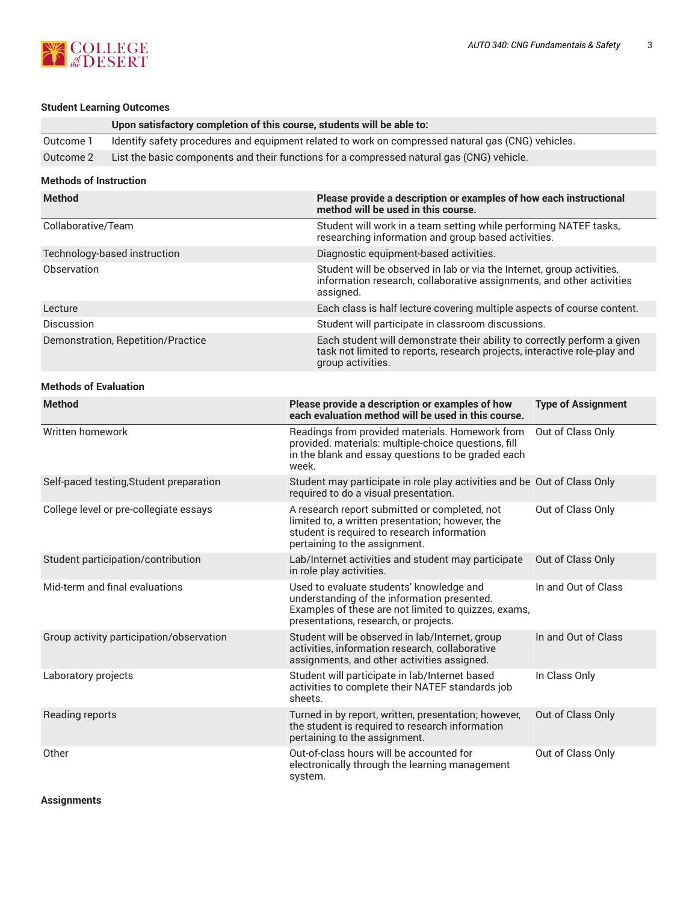### Student Learning Outcomes

| | Upon satisfactory completion of this course, students will be able to: |
|---|---|
| Outcome 1 | Identify safety procedures and equipment related to work on compressed natural gas (CNG) vehicles. |
| Outcome 2 | List the basic components and their functions for a compressed natural gas (CNG) vehicle. |

### Methods of Instruction

| Method | Please provide a description or examples of how each instructional method will be used in this course. |
|---|---|
| Collaborative/Team | Student will work in a team setting while performing NATEF tasks, researching information and group based activities. |
| Technology-based instruction | Diagnostic equipment-based activities. |
| Observation | Student will be observed in lab or via the Internet, group activities, information research, collaborative assignments, and other activities assigned. |
| Lecture | Each class is half lecture covering multiple aspects of course content. |
| Discussion | Student will participate in classroom discussions. |
| Demonstration, Repetition/Practice | Each student will demonstrate their ability to correctly perform a given task not limited to reports, research projects, interactive role-play and group activities. |

### Methods of Evaluation

| Method | Please provide a description or examples of how each evaluation method will be used in this course. | Type of Assignment |
|---|---|---|
| Written homework | Readings from provided materials. Homework from provided. materials: multiple-choice questions, fill in the blank and essay questions to be graded each week. | Out of Class Only |
| Self-paced testing,Student preparation | Student may participate in role play activities and be required to do a visual presentation. | Out of Class Only |
| College level or pre-collegiate essays | A research report submitted or completed, not limited to, a written presentation; however, the student is required to research information pertaining to the assignment. | Out of Class Only |
| Student participation/contribution | Lab/Internet activities and student may participate in role play activities. | Out of Class Only |
| Mid-term and final evaluations | Used to evaluate students' knowledge and understanding of the information presented. Examples of these are not limited to quizzes, exams, presentations, research, or projects. | In and Out of Class |
| Group activity participation/observation | Student will be observed in lab/Internet, group activities, information research, collaborative assignments, and other activities assigned. | In and Out of Class |
| Laboratory projects | Student will participate in lab/Internet based activities to complete their NATEF standards job sheets. | In Class Only |
| Reading reports | Turned in by report, written, presentation; however, the student is required to research information pertaining to the assignment. | Out of Class Only |
| Other | Out-of-class hours will be accounted for electronically through the learning management system. | Out of Class Only |

### Assignments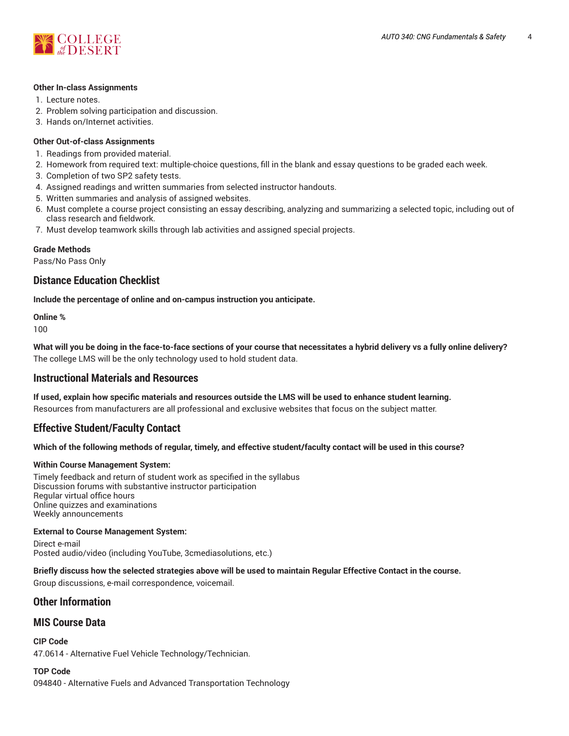**Other In-class Assignments**

1. Lecture notes.
2. Problem solving participation and discussion.
3. Hands on/Internet activities.

**Other Out-of-class Assignments**

1. Readings from provided material.
2. Homework from required text: multiple-choice questions, fill in the blank and essay questions to be graded each week.
3. Completion of two SP2 safety tests.
4. Assigned readings and written summaries from selected instructor handouts.
5. Written summaries and analysis of assigned websites.
6. Must complete a course project consisting an essay describing, analyzing and summarizing a selected topic, including out of class research and fieldwork.
7. Must develop teamwork skills through lab activities and assigned special projects.

**Grade Methods**

Pass/No Pass Only

## Distance Education Checklist

**Include the percentage of online and on-campus instruction you anticipate.**

**Online %**

100

**What will you be doing in the face-to-face sections of your course that necessitates a hybrid delivery vs a fully online delivery?**

The college LMS will be the only technology used to hold student data.

## Instructional Materials and Resources

**If used, explain how specific materials and resources outside the LMS will be used to enhance student learning.**

Resources from manufacturers are all professional and exclusive websites that focus on the subject matter.

## Effective Student/Faculty Contact

**Which of the following methods of regular, timely, and effective student/faculty contact will be used in this course?**

**Within Course Management System:**

Timely feedback and return of student work as specified in the syllabus
Discussion forums with substantive instructor participation
Regular virtual office hours
Online quizzes and examinations
Weekly announcements

**External to Course Management System:**

Direct e-mail
Posted audio/video (including YouTube, 3cmediasolutions, etc.)

**Briefly discuss how the selected strategies above will be used to maintain Regular Effective Contact in the course.**

Group discussions, e-mail correspondence, voicemail.

## Other Information

## MIS Course Data

**CIP Code**

47.0614 - Alternative Fuel Vehicle Technology/Technician.

**TOP Code**

094840 - Alternative Fuels and Advanced Transportation Technology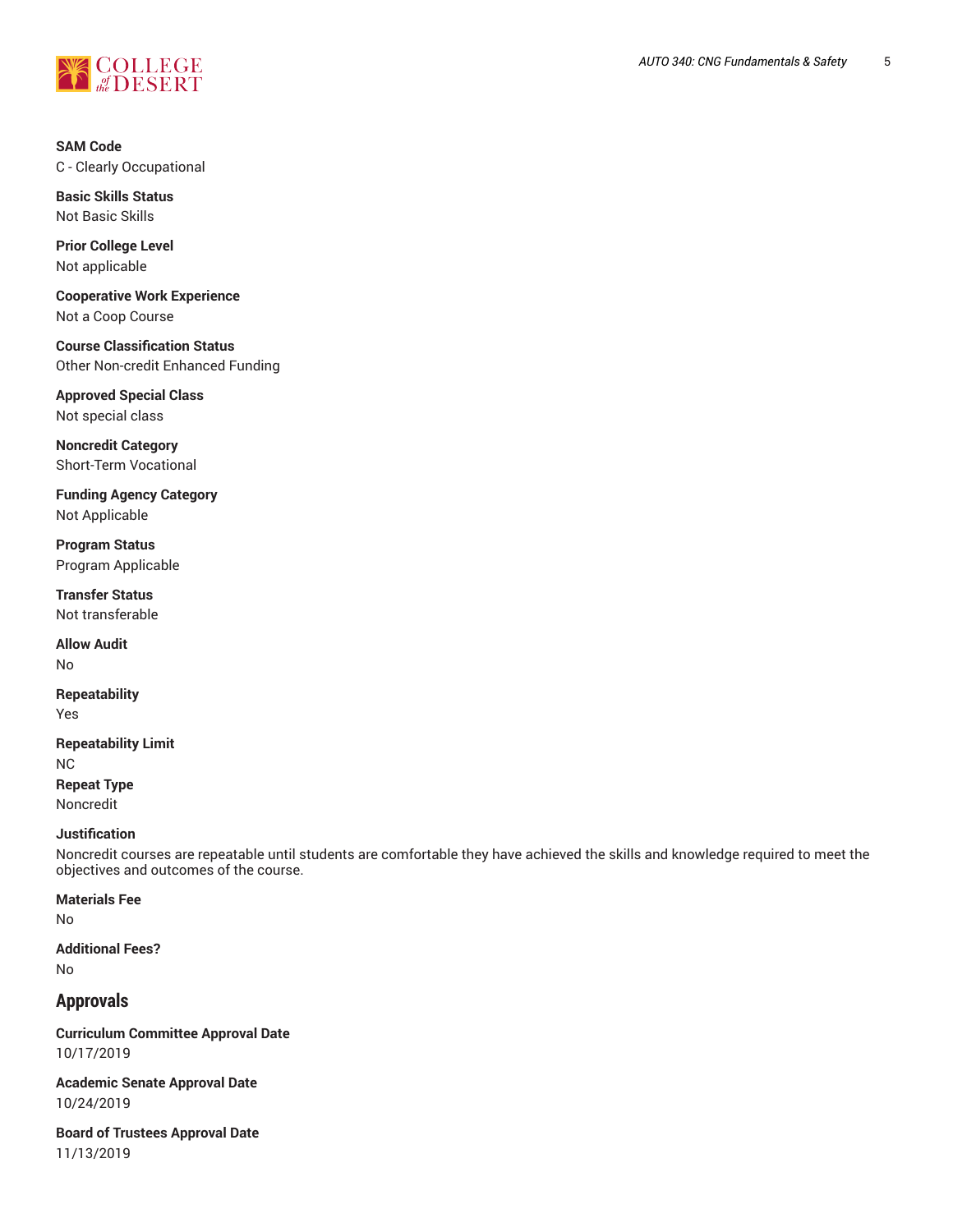**SAM Code**
C - Clearly Occupational

**Basic Skills Status**
Not Basic Skills

**Prior College Level**
Not applicable

**Cooperative Work Experience**
Not a Coop Course

**Course Classification Status**
Other Non-credit Enhanced Funding

**Approved Special Class**
Not special class

**Noncredit Category**
Short-Term Vocational

**Funding Agency Category**
Not Applicable

**Program Status**
Program Applicable

**Transfer Status**
Not transferable

**Allow Audit**
No

**Repeatability**
Yes

**Repeatability Limit**
NC

**Repeat Type**
Noncredit

**Justification**
Noncredit courses are repeatable until students are comfortable they have achieved the skills and knowledge required to meet the objectives and outcomes of the course.

**Materials Fee**
No

**Additional Fees?**
No

## Approvals

**Curriculum Committee Approval Date**
10/17/2019

**Academic Senate Approval Date**
10/24/2019

**Board of Trustees Approval Date**
11/13/2019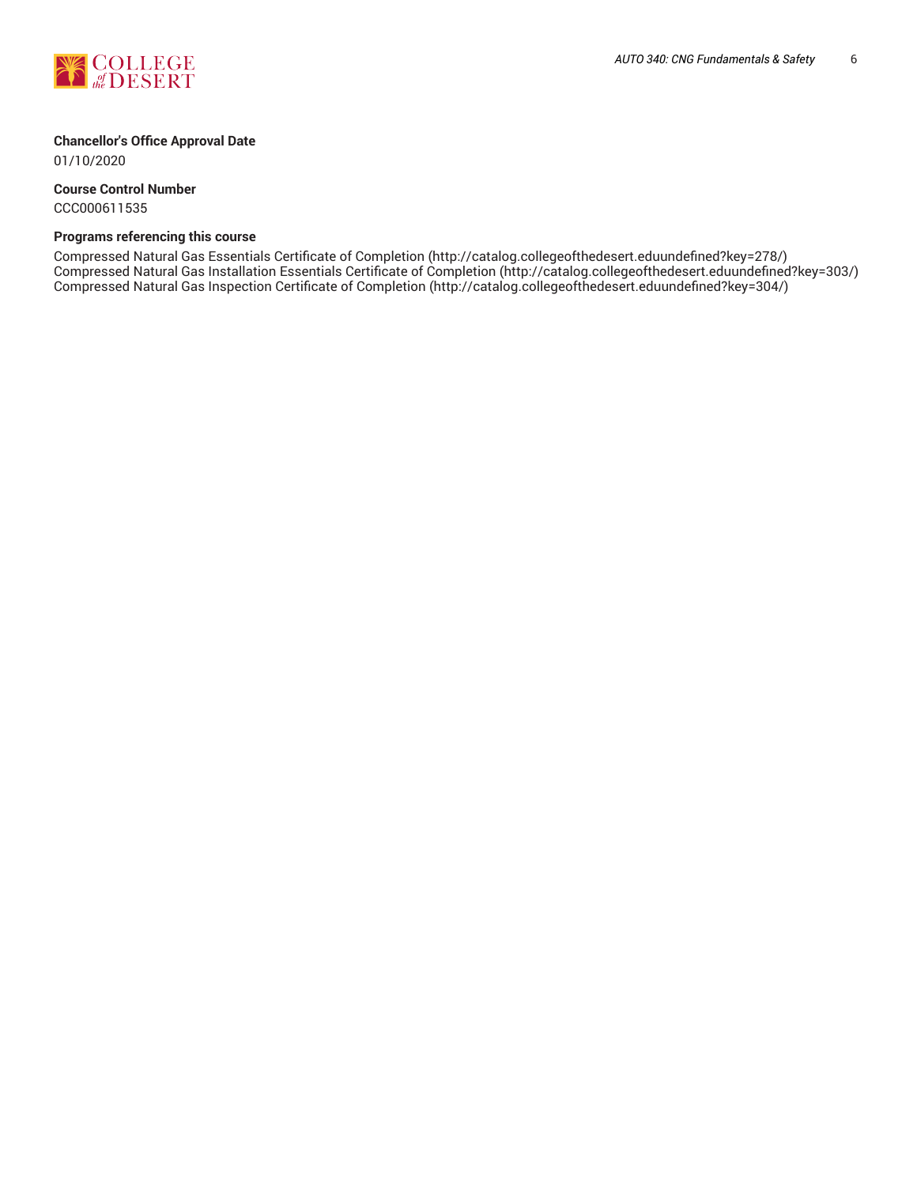**Chancellor's Office Approval Date**

01/10/2020

**Course Control Number**

CCC000611535

**Programs referencing this course**

Compressed Natural Gas Essentials Certificate of Completion (http://catalog.collegeofthedesert.eduundefined?key=278/)
Compressed Natural Gas Installation Essentials Certificate of Completion (http://catalog.collegeofthedesert.eduundefined?key=303/)
Compressed Natural Gas Inspection Certificate of Completion (http://catalog.collegeofthedesert.eduundefined?key=304/)